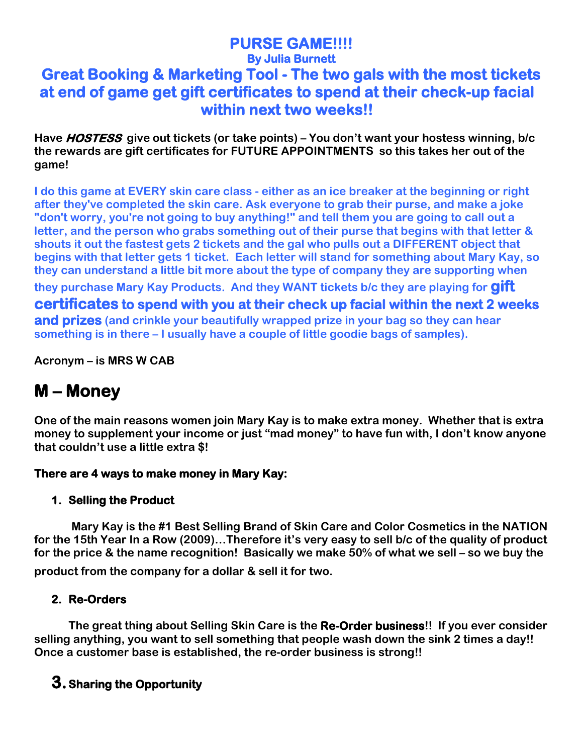# PURSE GAME!!!!

**By Julia Burnett**

## Great Booking & Marketing Tool - The two gals with the most tickets at end of game get gift certificates to spend at their check-up facial within next two weeks!!

**Have *HOSTESS* give out tickets (or take points) – You don't want your hostess winning, b/c the rewards are gift certificates for FUTURE APPOINTMENTS so this takes her out of the game!**

**I do this game at EVERY skin care class - either as an ice breaker at the beginning or right after they've completed the skin care. Ask everyone to grab their purse, and make a joke "don't worry, you're not going to buy anything!" and tell them you are going to call out a letter, and the person who grabs something out of their purse that begins with that letter & shouts it out the fastest gets 2 tickets and the gal who pulls out a DIFFERENT object that begins with that letter gets 1 ticket. Each letter will stand for something about Mary Kay, so they can understand a little bit more about the type of company they are supporting when they purchase Mary Kay Products. And they WANT tickets b/c they are playing for gift certificates to spend with you at their check up facial within the next 2 weeks and prizes (and crinkle your beautifully wrapped prize in your bag so they can hear something is in there – I usually have a couple of little goodie bags of samples).**

**Acronym – is MRS W CAB**

## M – Money

**One of the main reasons women join Mary Kay is to make extra money. Whether that is extra money to supplement your income or just "mad money" to have fun with, I don't know anyone that couldn't use a little extra $!**

**There are 4 ways to make money in Mary Kay:**

1. **Selling the Product**

   **Mary Kay is the #1 Best Selling Brand of Skin Care and Color Cosmetics in the NATION for the 15th Year In a Row (2009)…Therefore it's very easy to sell b/c of the quality of product for the price & the name recognition! Basically we make 50% of what we sell – so we buy the product from the company for a dollar & sell it for two.**

2. **Re-Orders**

   **The great thing about Selling Skin Care is the Re-Order business!! If you ever consider selling anything, you want to sell something that people wash down the sink 2 times a day!! Once a customer base is established, the re-order business is strong!!**

3. **Sharing the Opportunity**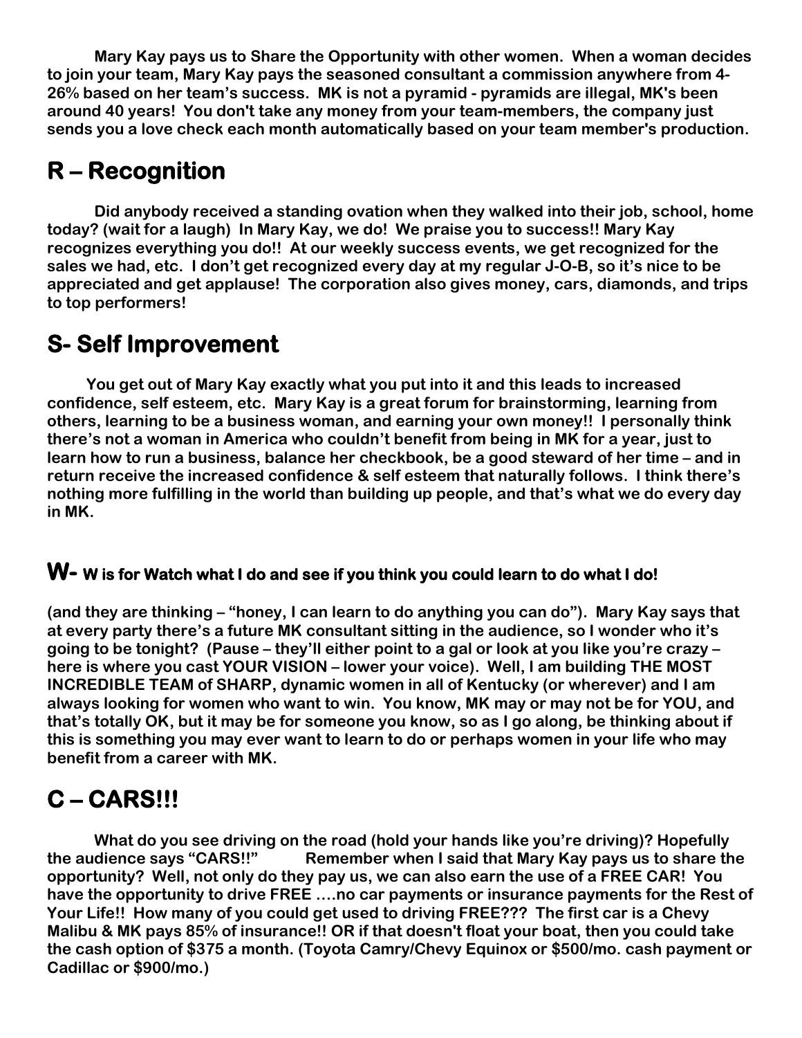**Mary Kay pays us to Share the Opportunity with other women. When a woman decides to join your team, Mary Kay pays the seasoned consultant a commission anywhere from 4-26% based on her team's success. MK is not a pyramid - pyramids are illegal, MK's been around 40 years! You don't take any money from your team-members, the company just sends you a love check each month automatically based on your team member's production.**

## R – Recognition

**Did anybody received a standing ovation when they walked into their job, school, home today? (wait for a laugh) In Mary Kay, we do! We praise you to success!! Mary Kay recognizes everything you do!! At our weekly success events, we get recognized for the sales we had, etc. I don't get recognized every day at my regular J-O-B, so it's nice to be appreciated and get applause! The corporation also gives money, cars, diamonds, and trips to top performers!**

## S- Self Improvement

**You get out of Mary Kay exactly what you put into it and this leads to increased confidence, self esteem, etc. Mary Kay is a great forum for brainstorming, learning from others, learning to be a business woman, and earning your own money!! I personally think there's not a woman in America who couldn't benefit from being in MK for a year, just to learn how to run a business, balance her checkbook, be a good steward of her time – and in return receive the increased confidence & self esteem that naturally follows. I think there's nothing more fulfilling in the world than building up people, and that's what we do every day in MK.**

### W- W is for Watch what I do and see if you think you could learn to do what I do!

**(and they are thinking – "honey, I can learn to do anything you can do"). Mary Kay says that at every party there's a future MK consultant sitting in the audience, so I wonder who it's going to be tonight? (Pause – they'll either point to a gal or look at you like you're crazy – here is where you cast YOUR VISION – lower your voice). Well, I am building THE MOST INCREDIBLE TEAM of SHARP, dynamic women in all of Kentucky (or wherever) and I am always looking for women who want to win. You know, MK may or may not be for YOU, and that's totally OK, but it may be for someone you know, so as I go along, be thinking about if this is something you may ever want to learn to do or perhaps women in your life who may benefit from a career with MK.**

## C – CARS!!!

**What do you see driving on the road (hold your hands like you're driving)? Hopefully the audience says "CARS!!" Remember when I said that Mary Kay pays us to share the opportunity? Well, not only do they pay us, we can also earn the use of a FREE CAR! You have the opportunity to drive FREE ….no car payments or insurance payments for the Rest of Your Life!! How many of you could get used to driving FREE??? The first car is a Chevy Malibu & MK pays 85% of insurance!! OR if that doesn't float your boat, then you could take the cash option of $375 a month. (Toyota Camry/Chevy Equinox or $500/mo. cash payment or Cadillac or $900/mo.)**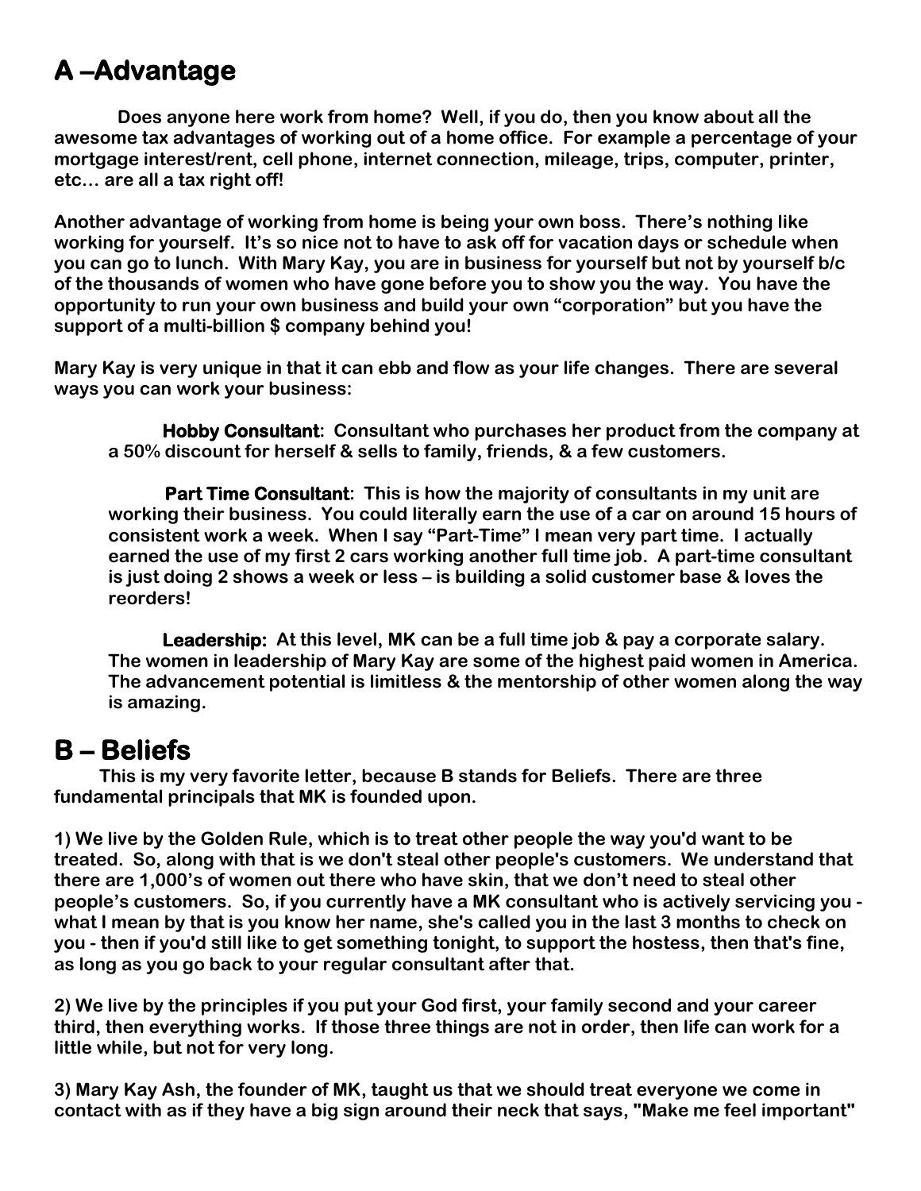## A –Advantage

Does anyone here work from home? Well, if you do, then you know about all the awesome tax advantages of working out of a home office. For example a percentage of your mortgage interest/rent, cell phone, internet connection, mileage, trips, computer, printer, etc… are all a tax right off!

Another advantage of working from home is being your own boss. There's nothing like working for yourself. It's so nice not to have to ask off for vacation days or schedule when you can go to lunch. With Mary Kay, you are in business for yourself but not by yourself b/c of the thousands of women who have gone before you to show you the way. You have the opportunity to run your own business and build your own "corporation" but you have the support of a multi-billion $ company behind you!

Mary Kay is very unique in that it can ebb and flow as your life changes. There are several ways you can work your business:

**Hobby Consultant**: Consultant who purchases her product from the company at a 50% discount for herself & sells to family, friends, & a few customers.

**Part Time Consultant**: This is how the majority of consultants in my unit are working their business. You could literally earn the use of a car on around 15 hours of consistent work a week. When I say "Part-Time" I mean very part time. I actually earned the use of my first 2 cars working another full time job. A part-time consultant is just doing 2 shows a week or less – is building a solid customer base & loves the reorders!

**Leadership:** At this level, MK can be a full time job & pay a corporate salary. The women in leadership of Mary Kay are some of the highest paid women in America. The advancement potential is limitless & the mentorship of other women along the way is amazing.

## B – Beliefs

This is my very favorite letter, because B stands for Beliefs. There are three fundamental principals that MK is founded upon.

1) We live by the Golden Rule, which is to treat other people the way you'd want to be treated. So, along with that is we don't steal other people's customers. We understand that there are 1,000's of women out there who have skin, that we don't need to steal other people's customers. So, if you currently have a MK consultant who is actively servicing you - what I mean by that is you know her name, she's called you in the last 3 months to check on you - then if you'd still like to get something tonight, to support the hostess, then that's fine, as long as you go back to your regular consultant after that.

2) We live by the principles if you put your God first, your family second and your career third, then everything works. If those three things are not in order, then life can work for a little while, but not for very long.

3) Mary Kay Ash, the founder of MK, taught us that we should treat everyone we come in contact with as if they have a big sign around their neck that says, "Make me feel important"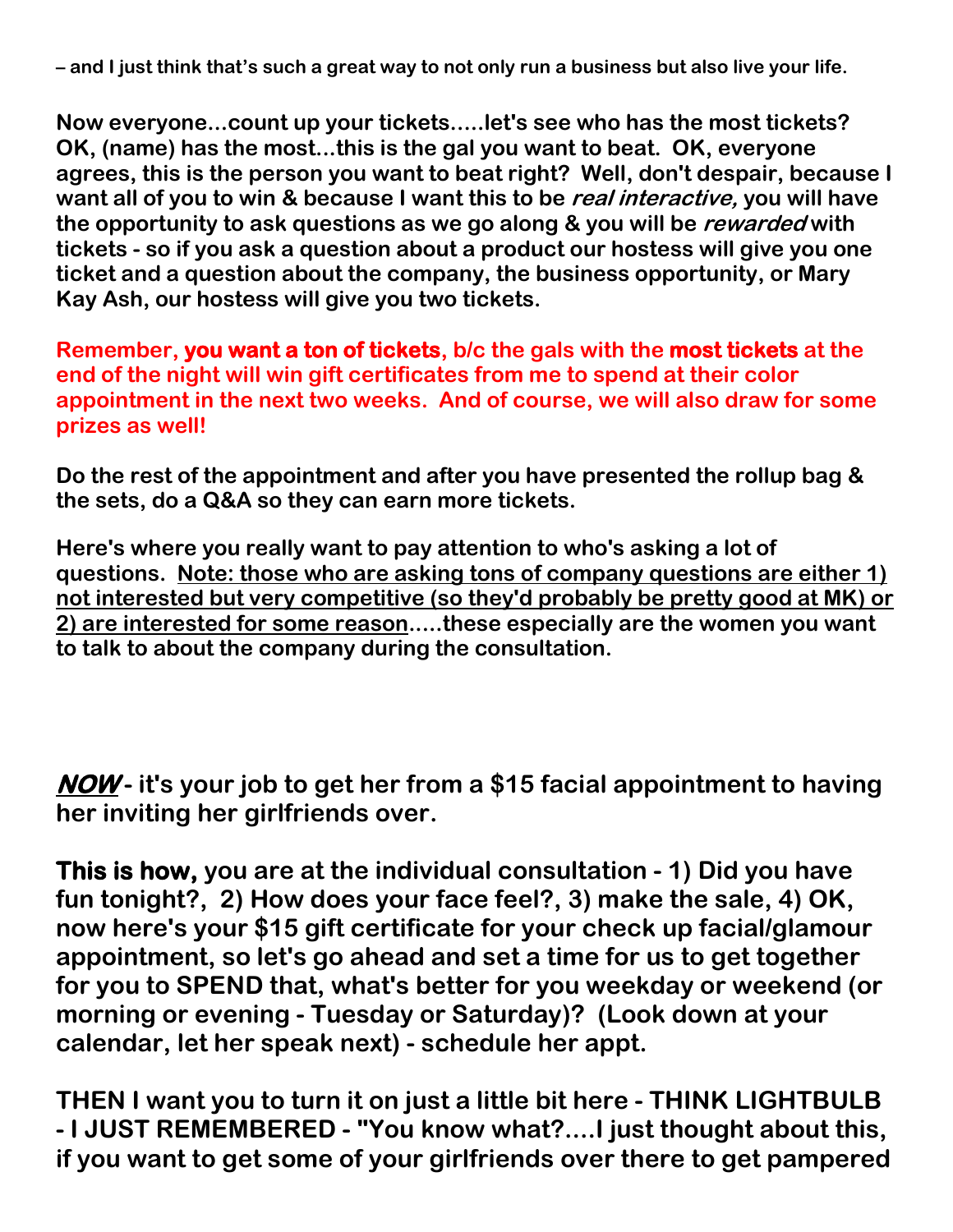**– and I just think that's such a great way to not only run a business but also live your life.**

**Now everyone...count up your tickets.....let's see who has the most tickets? OK, (name) has the most...this is the gal you want to beat. OK, everyone agrees, this is the person you want to beat right? Well, don't despair, because I want all of you to win & because I want this to be *real interactive,* you will have the opportunity to ask questions as we go along & you will be *rewarded* with tickets - so if you ask a question about a product our hostess will give you one ticket and a question about the company, the business opportunity, or Mary Kay Ash, our hostess will give you two tickets.**

**Remember, you want a ton of tickets, b/c the gals with the most tickets at the end of the night will win gift certificates from me to spend at their color appointment in the next two weeks. And of course, we will also draw for some prizes as well!**

**Do the rest of the appointment and after you have presented the rollup bag & the sets, do a Q&A so they can earn more tickets.**

**Here's where you really want to pay attention to who's asking a lot of questions. <u>Note: those who are asking tons of company questions are either 1) not interested but very competitive (so they'd probably be pretty good at MK) or 2) are interested for some reason</u>.....these especially are the women you want to talk to about the company during the consultation.**

***<u>NOW</u>*** **- it's your job to get her from a $15 facial appointment to having her inviting her girlfriends over.**

**This is how, you are at the individual consultation - 1) Did you have fun tonight?, 2) How does your face feel?, 3) make the sale, 4) OK, now here's your $15 gift certificate for your check up facial/glamour appointment, so let's go ahead and set a time for us to get together for you to SPEND that, what's better for you weekday or weekend (or morning or evening - Tuesday or Saturday)? (Look down at your calendar, let her speak next) - schedule her appt.**

**THEN I want you to turn it on just a little bit here - THINK LIGHTBULB - I JUST REMEMBERED - "You know what?....I just thought about this, if you want to get some of your girlfriends over there to get pampered**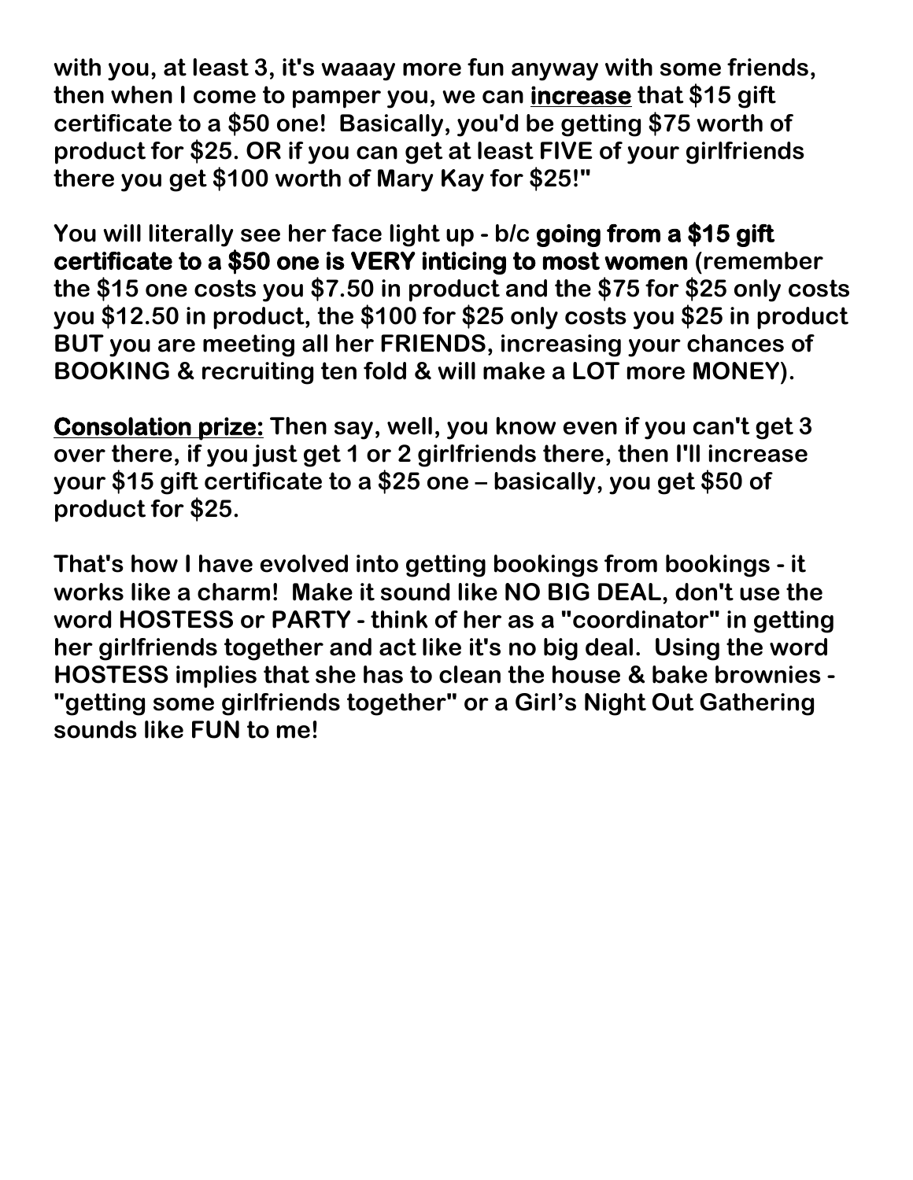**with you, at least 3, it's waaay more fun anyway with some friends, then when I come to pamper you, we can <u>increase</u> that $15 gift certificate to a $50 one! Basically, you'd be getting $75 worth of product for $25. OR if you can get at least FIVE of your girlfriends there you get $100 worth of Mary Kay for $25!"**

**You will literally see her face light up - b/c going from a $15 gift certificate to a $50 one is VERY inticing to most women (remember the $15 one costs you $7.50 in product and the $75 for $25 only costs you $12.50 in product, the $100 for $25 only costs you $25 in product BUT you are meeting all her FRIENDS, increasing your chances of BOOKING & recruiting ten fold & will make a LOT more MONEY).**

**<u>Consolation prize:</u> Then say, well, you know even if you can't get 3 over there, if you just get 1 or 2 girlfriends there, then I'll increase your $15 gift certificate to a $25 one – basically, you get $50 of product for $25.**

**That's how I have evolved into getting bookings from bookings - it works like a charm! Make it sound like NO BIG DEAL, don't use the word HOSTESS or PARTY - think of her as a "coordinator" in getting her girlfriends together and act like it's no big deal. Using the word HOSTESS implies that she has to clean the house & bake brownies - "getting some girlfriends together" or a Girl's Night Out Gathering sounds like FUN to me!**